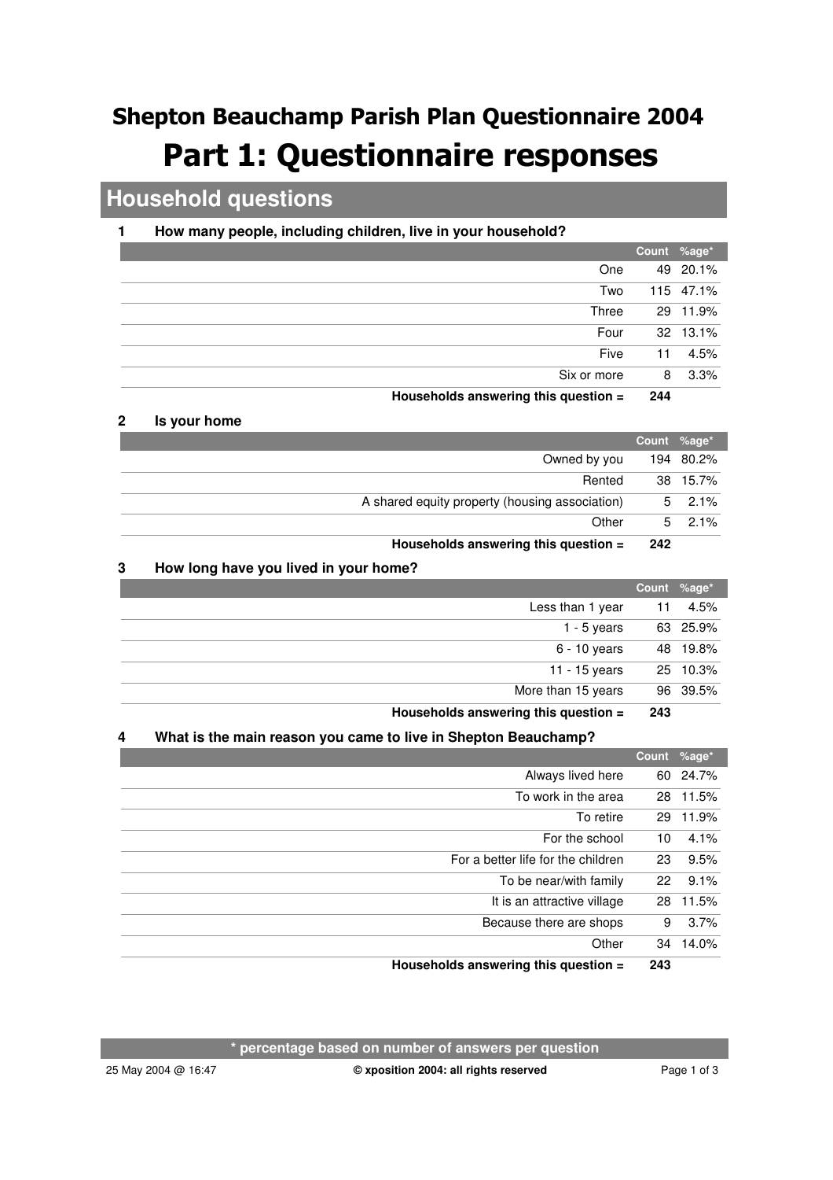# Shepton Beauchamp Parish Plan Questionnaire 2004

# Part 1: Questionnaire responses

## Household questions

### 1 How many people, including children, live in your household?

| | Count | %age* |
|---|---|---|
| One | 49 | 20.1% |
| Two | 115 | 47.1% |
| Three | 29 | 11.9% |
| Four | 32 | 13.1% |
| Five | 11 | 4.5% |
| Six or more | 8 | 3.3% |
| **Households answering this question =** | **244** | |

### 2 Is your home

| | Count | %age* |
|---|---|---|
| Owned by you | 194 | 80.2% |
| Rented | 38 | 15.7% |
| A shared equity property (housing association) | 5 | 2.1% |
| Other | 5 | 2.1% |
| **Households answering this question =** | **242** | |

### 3 How long have you lived in your home?

| | Count | %age* |
|---|---|---|
| Less than 1 year | 11 | 4.5% |
| 1 - 5 years | 63 | 25.9% |
| 6 - 10 years | 48 | 19.8% |
| 11 - 15 years | 25 | 10.3% |
| More than 15 years | 96 | 39.5% |
| **Households answering this question =** | **243** | |

### 4 What is the main reason you came to live in Shepton Beauchamp?

| | Count | %age* |
|---|---|---|
| Always lived here | 60 | 24.7% |
| To work in the area | 28 | 11.5% |
| To retire | 29 | 11.9% |
| For the school | 10 | 4.1% |
| For a better life for the children | 23 | 9.5% |
| To be near/with family | 22 | 9.1% |
| It is an attractive village | 28 | 11.5% |
| Because there are shops | 9 | 3.7% |
| Other | 34 | 14.0% |
| **Households answering this question =** | **243** | |

**\* percentage based on number of answers per question**

25 May 2004 @ 16:47 — **© xposition 2004: all rights reserved**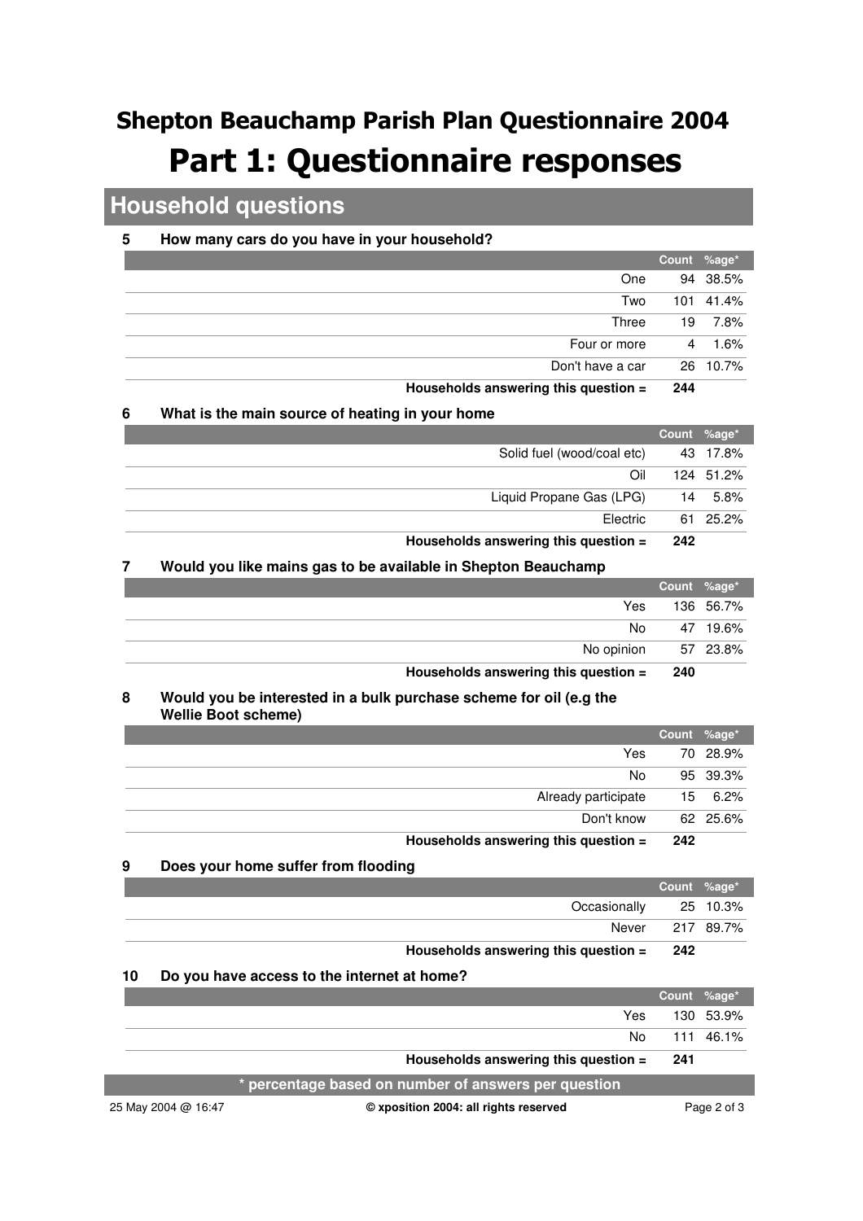# Shepton Beauchamp Parish Plan Questionnaire 2004

# Part 1: Questionnaire responses

## Household questions

### 5 How many cars do you have in your household?

| | Count | %age* |
|---|---|---|
| One | 94 | 38.5% |
| Two | 101 | 41.4% |
| Three | 19 | 7.8% |
| Four or more | 4 | 1.6% |
| Don't have a car | 26 | 10.7% |
| **Households answering this question =** | **244** | |

### 6 What is the main source of heating in your home

| | Count | %age* |
|---|---|---|
| Solid fuel (wood/coal etc) | 43 | 17.8% |
| Oil | 124 | 51.2% |
| Liquid Propane Gas (LPG) | 14 | 5.8% |
| Electric | 61 | 25.2% |
| **Households answering this question =** | **242** | |

### 7 Would you like mains gas to be available in Shepton Beauchamp

| | Count | %age* |
|---|---|---|
| Yes | 136 | 56.7% |
| No | 47 | 19.6% |
| No opinion | 57 | 23.8% |
| **Households answering this question =** | **240** | |

### 8 Would you be interested in a bulk purchase scheme for oil (e.g the Wellie Boot scheme)

| | Count | %age* |
|---|---|---|
| Yes | 70 | 28.9% |
| No | 95 | 39.3% |
| Already participate | 15 | 6.2% |
| Don't know | 62 | 25.6% |
| **Households answering this question =** | **242** | |

### 9 Does your home suffer from flooding

| | Count | %age* |
|---|---|---|
| Occasionally | 25 | 10.3% |
| Never | 217 | 89.7% |
| **Households answering this question =** | **242** | |

### 10 Do you have access to the internet at home?

| | Count | %age* |
|---|---|---|
| Yes | 130 | 53.9% |
| No | 111 | 46.1% |
| **Households answering this question =** | **241** | |

**\* percentage based on number of answers per question**

25 May 2004 @ 16:47 © xposition 2004: all rights reserved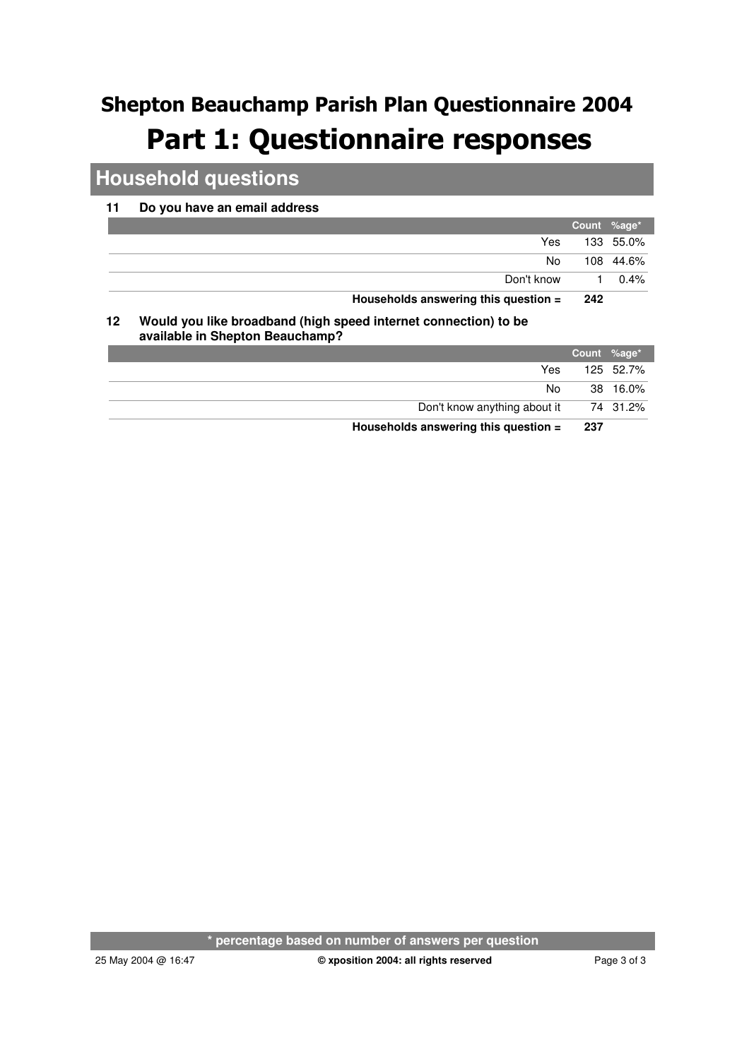# Shepton Beauchamp Parish Plan Questionnaire 2004

# Part 1: Questionnaire responses

## Household questions

**11 Do you have an email address**

| | Count | %age* |
|---|---|---|
| Yes | 133 | 55.0% |
| No | 108 | 44.6% |
| Don't know | 1 | 0.4% |
| **Households answering this question =** | **242** | |

**12 Would you like broadband (high speed internet connection) to be available in Shepton Beauchamp?**

| | Count | %age* |
|---|---|---|
| Yes | 125 | 52.7% |
| No | 38 | 16.0% |
| Don't know anything about it | 74 | 31.2% |
| **Households answering this question =** | **237** | |

**\* percentage based on number of answers per question**

25 May 2004 @ 16:47 **© xposition 2004: all rights reserved**